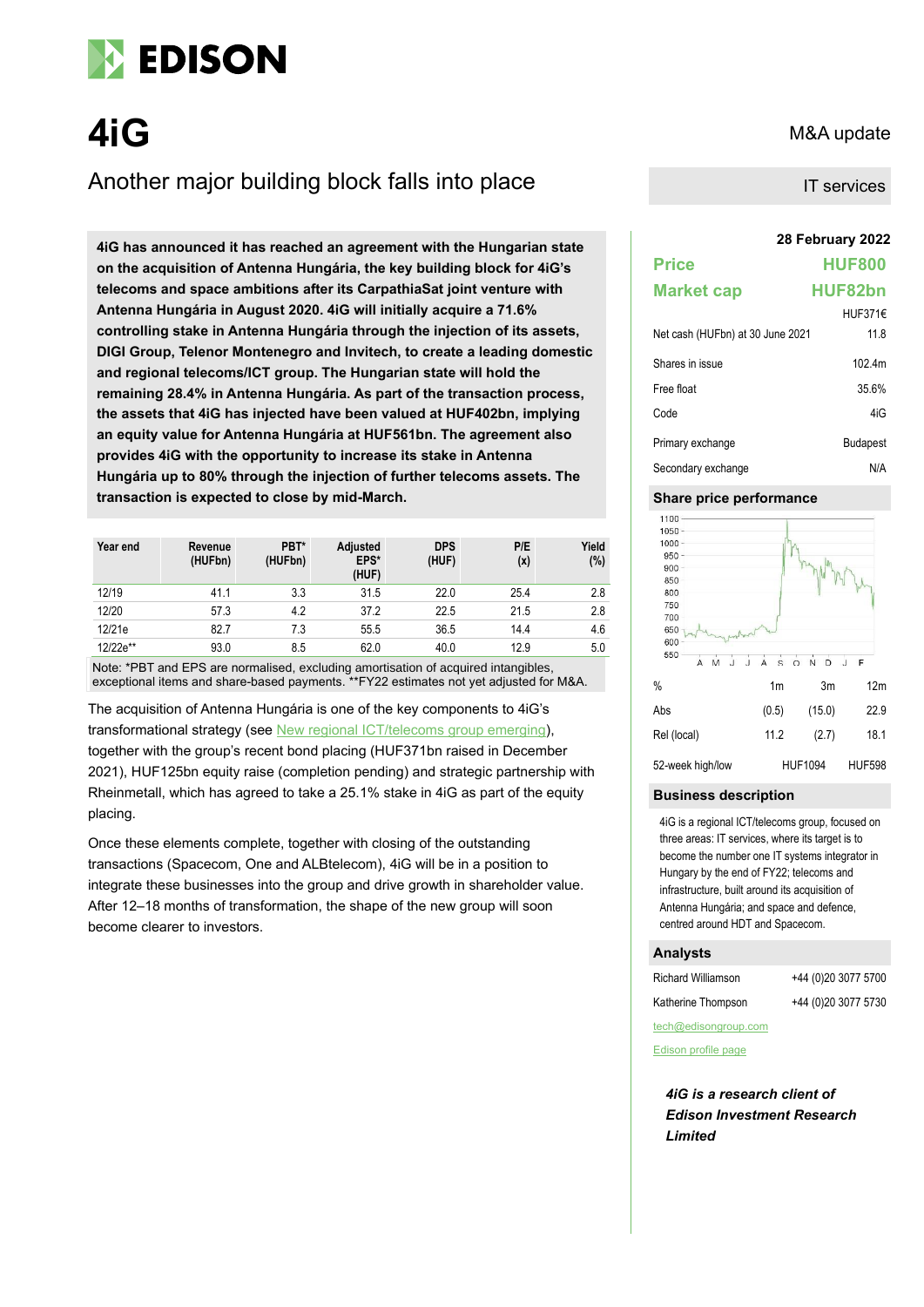# 4iG

M&A update

## Another major building block falls into place

IT services

**4iG has announced it has reached an agreement with the Hungarian state on the acquisition of Antenna Hungária, the key building block for 4iG's telecoms and space ambitions after its CarpathiaSat joint venture with Antenna Hungária in August 2020. 4iG will initially acquire a 71.6% controlling stake in Antenna Hungária through the injection of its assets, DIGI Group, Telenor Montenegro and Invitech, to create a leading domestic and regional telecoms/ICT group. The Hungarian state will hold the remaining 28.4% in Antenna Hungária. As part of the transaction process, the assets that 4iG has injected have been valued at HUF402bn, implying an equity value for Antenna Hungária at HUF561bn. The agreement also provides 4iG with the opportunity to increase its stake in Antenna Hungária up to 80% through the injection of further telecoms assets. The transaction is expected to close by mid-March.**

| Year end | Revenue (HUFbn) | PBT* (HUFbn) | Adjusted EPS* (HUF) | DPS (HUF) | P/E (x) | Yield (%) |
|---|---|---|---|---|---|---|
| 12/19 | 41.1 | 3.3 | 31.5 | 22.0 | 25.4 | 2.8 |
| 12/20 | 57.3 | 4.2 | 37.2 | 22.5 | 21.5 | 2.8 |
| 12/21e | 82.7 | 7.3 | 55.5 | 36.5 | 14.4 | 4.6 |
| 12/22e** | 93.0 | 8.5 | 62.0 | 40.0 | 12.9 | 5.0 |

Note: *PBT and EPS are normalised, excluding amortisation of acquired intangibles, exceptional items and share-based payments. **FY22 estimates not yet adjusted for M&A.

The acquisition of Antenna Hungária is one of the key components to 4iG's transformational strategy (see New regional ICT/telecoms group emerging), together with the group's recent bond placing (HUF371bn raised in December 2021), HUF125bn equity raise (completion pending) and strategic partnership with Rheinmetall, which has agreed to take a 25.1% stake in 4iG as part of the equity placing.

Once these elements complete, together with closing of the outstanding transactions (Spacecom, One and ALBtelecom), 4iG will be in a position to integrate these businesses into the group and drive growth in shareholder value. After 12–18 months of transformation, the shape of the new group will soon become clearer to investors.

**28 February 2022**

| | |
|---|---|
| **Price** | **HUF800** |
| **Market cap** | **HUF82bn** |
| | HUF371€ |
| Net cash (HUFbn) at 30 June 2021 | 11.8 |
| Shares in issue | 102.4m |
| Free float | 35.6% |
| Code | 4iG |
| Primary exchange | Budapest |
| Secondary exchange | N/A |

### Share price performance

| % | 1m | 3m | 12m |
|---|---|---|---|
| Abs | (0.5) | (15.0) | 22.9 |
| Rel (local) | 11.2 | (2.7) | 18.1 |
| 52-week high/low | | HUF1094 | HUF598 |

### Business description

4iG is a regional ICT/telecoms group, focused on three areas: IT services, where its target is to become the number one IT systems integrator in Hungary by the end of FY22; telecoms and infrastructure, built around its acquisition of Antenna Hungária; and space and defence, centred around HDT and Spacecom.

### Analysts

| | |
|---|---|
| Richard Williamson | +44 (0)20 3077 5700 |
| Katherine Thompson | +44 (0)20 3077 5730 |

tech@edisongroup.com

Edison profile page

***4iG is a research client of Edison Investment Research Limited***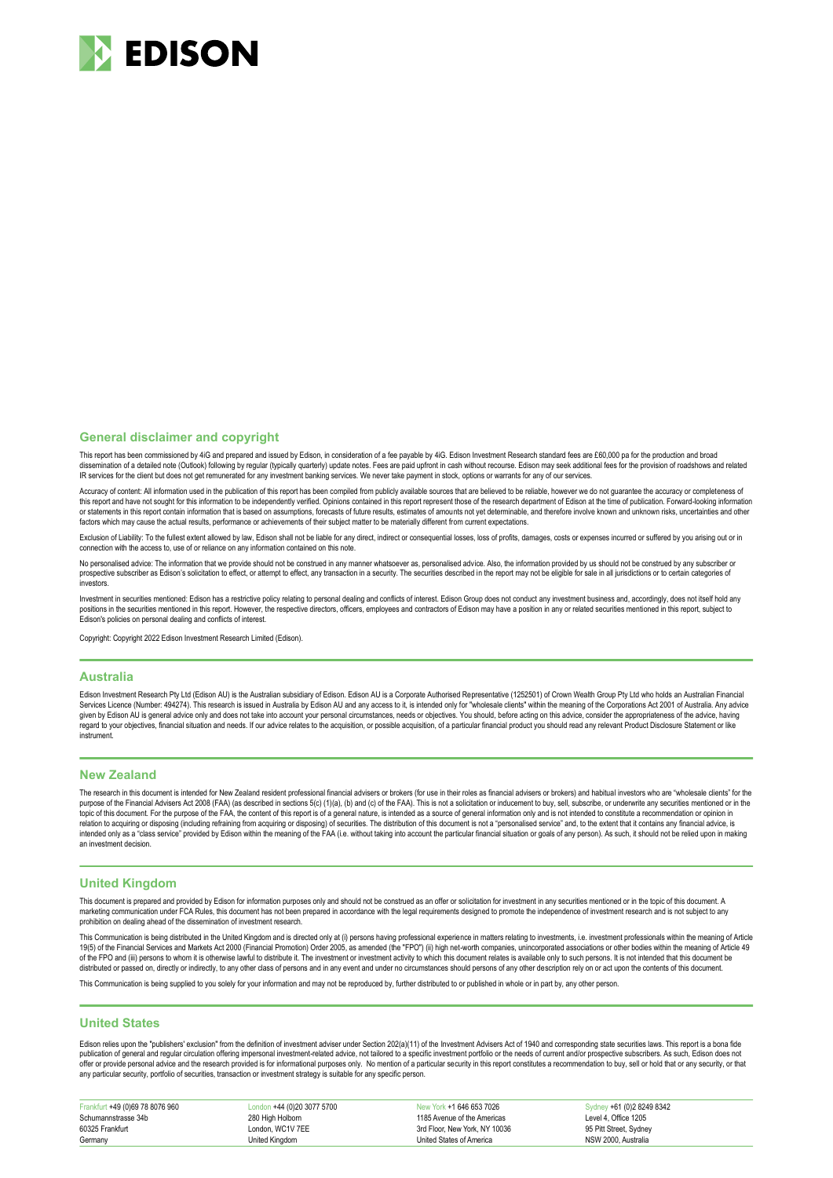# EDISON

## General disclaimer and copyright

This report has been commissioned by 4iG and prepared and issued by Edison, in consideration of a fee payable by 4iG. Edison Investment Research standard fees are £60,000 pa for the production and broad dissemination of a detailed note (Outlook) following by regular (typically quarterly) update notes. Fees are paid upfront in cash without recourse. Edison may seek additional fees for the provision of roadshows and related IR services for the client but does not get remunerated for any investment banking services. We never take payment in stock, options or warrants for any of our services.

Accuracy of content: All information used in the publication of this report has been compiled from publicly available sources that are believed to be reliable, however we do not guarantee the accuracy or completeness of this report and have not sought for this information to be independently verified. Opinions contained in this report represent those of the research department of Edison at the time of publication. Forward-looking information or statements in this report contain information that is based on assumptions, forecasts of future results, estimates of amounts not yet determinable, and therefore involve known and unknown risks, uncertainties and other factors which may cause the actual results, performance or achievements of their subject matter to be materially different from current expectations.

Exclusion of Liability: To the fullest extent allowed by law, Edison shall not be liable for any direct, indirect or consequential losses, loss of profits, damages, costs or expenses incurred or suffered by you arising out or in connection with the access to, use of or reliance on any information contained on this note.

No personalised advice: The information that we provide should not be construed in any manner whatsoever as, personalised advice. Also, the information provided by us should not be construed by any subscriber or prospective subscriber as Edison's solicitation to effect, or attempt to effect, any transaction in a security. The securities described in the report may not be eligible for sale in all jurisdictions or to certain categories of investors.

Investment in securities mentioned: Edison has a restrictive policy relating to personal dealing and conflicts of interest. Edison Group does not conduct any investment business and, accordingly, does not itself hold any positions in the securities mentioned in this report. However, the respective directors, officers, employees and contractors of Edison may have a position in any or related securities mentioned in this report, subject to Edison's policies on personal dealing and conflicts of interest.

Copyright: Copyright 2022 Edison Investment Research Limited (Edison).

## Australia

Edison Investment Research Pty Ltd (Edison AU) is the Australian subsidiary of Edison. Edison AU is a Corporate Authorised Representative (1252501) of Crown Wealth Group Pty Ltd who holds an Australian Financial Services Licence (Number: 494274). This research is issued in Australia by Edison AU and any access to it, is intended only for "wholesale clients" within the meaning of the Corporations Act 2001 of Australia. Any advice given by Edison AU is general advice only and does not take into account your personal circumstances, needs or objectives. You should, before acting on this advice, consider the appropriateness of the advice, having regard to your objectives, financial situation and needs. If our advice relates to the acquisition, or possible acquisition, of a particular financial product you should read any relevant Product Disclosure Statement or like instrument.

## New Zealand

The research in this document is intended for New Zealand resident professional financial advisers or brokers (for use in their roles as financial advisers or brokers) and habitual investors who are "wholesale clients" for the purpose of the Financial Advisers Act 2008 (FAA) (as described in sections 5(c) (1)(a), (b) and (c) of the FAA). This is not a solicitation or inducement to buy, sell, subscribe, or underwrite any securities mentioned or in the topic of this document. For the purpose of the FAA, the content of this report is of a general nature, is intended as a source of general information only and is not intended to constitute a recommendation or opinion in relation to acquiring or disposing (including refraining from acquiring or disposing) of securities. The distribution of this document is not a "personalised service" and, to the extent that it contains any financial advice, is intended only as a "class service" provided by Edison within the meaning of the FAA (i.e. without taking into account the particular financial situation or goals of any person). As such, it should not be relied upon in making an investment decision.

## United Kingdom

This document is prepared and provided by Edison for information purposes only and should not be construed as an offer or solicitation for investment in any securities mentioned or in the topic of this document. A marketing communication under FCA Rules, this document has not been prepared in accordance with the legal requirements designed to promote the independence of investment research and is not subject to any prohibition on dealing ahead of the dissemination of investment research.

This Communication is being distributed in the United Kingdom and is directed only at (i) persons having professional experience in matters relating to investments, i.e. investment professionals within the meaning of Article 19(5) of the Financial Services and Markets Act 2000 (Financial Promotion) Order 2005, as amended (the "FPO") (ii) high net-worth companies, unincorporated associations or other bodies within the meaning of Article 49 of the FPO and (iii) persons to whom it is otherwise lawful to distribute it. The investment or investment activity to which this document relates is available only to such persons. It is not intended that this document be distributed or passed on, directly or indirectly, to any other class of persons and in any event and under no circumstances should persons of any other description rely on or act upon the contents of this document.

This Communication is being supplied to you solely for your information and may not be reproduced by, further distributed to or published in whole or in part by, any other person.

## United States

Edison relies upon the "publishers' exclusion" from the definition of investment adviser under Section 202(a)(11) of the Investment Advisers Act of 1940 and corresponding state securities laws. This report is a bona fide publication of general and regular circulation offering impersonal investment-related advice, not tailored to a specific investment portfolio or the needs of current and/or prospective subscribers. As such, Edison does not offer or provide personal advice and the research provided is for informational purposes only. No mention of a particular security in this report constitutes a recommendation to buy, sell or hold that or any security, or that any particular security, portfolio of securities, transaction or investment strategy is suitable for any specific person.

| | | | |
|---|---|---|---|
| Frankfurt +49 (0)69 78 8076 960 | London +44 (0)20 3077 5700 | New York +1 646 653 7026 | Sydney +61 (0)2 8249 8342 |
| Schumannstrasse 34b | 280 High Holborn | 1185 Avenue of the Americas | Level 4, Office 1205 |
| 60325 Frankfurt | London, WC1V 7EE | 3rd Floor, New York, NY 10036 | 95 Pitt Street, Sydney |
| Germany | United Kingdom | United States of America | NSW 2000, Australia |